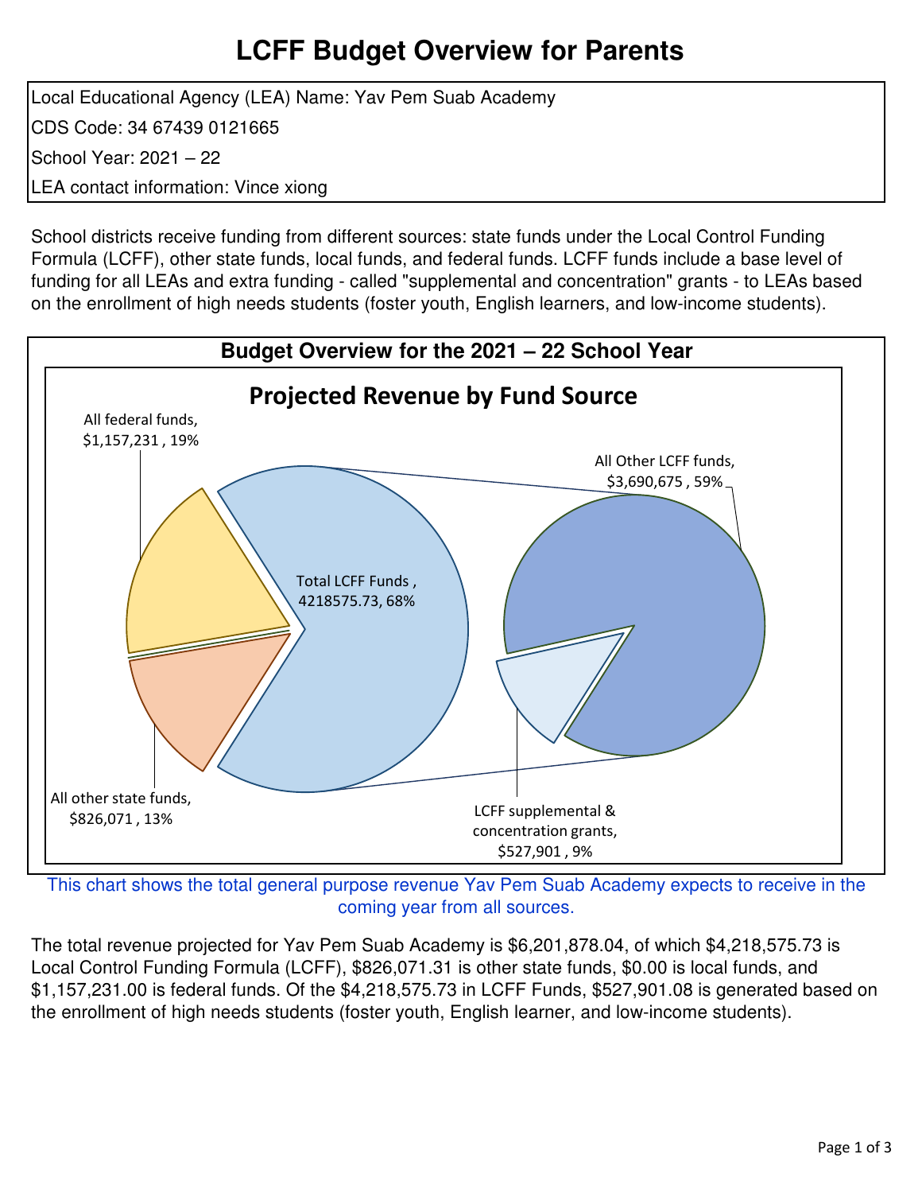# LCFF Budget Overview for Parents

| |
|---|
| Local Educational Agency (LEA) Name: Yav Pem Suab Academy |
| CDS Code: 34 67439 0121665 |
| School Year: 2021 – 22 |
| LEA contact information: Vince xiong |

School districts receive funding from different sources: state funds under the Local Control Funding Formula (LCFF), other state funds, local funds, and federal funds. LCFF funds include a base level of funding for all LEAs and extra funding - called "supplemental and concentration" grants - to LEAs based on the enrollment of high needs students (foster youth, English learners, and low-income students).

## Budget Overview for the 2021 – 22 School Year

### Projected Revenue by Fund Source

- All federal funds, $1,157,231 , 19%
- All other state funds, $826,071 , 13%
- Total LCFF Funds , 4218575.73, 68%
  - All Other LCFF funds, $3,690,675 , 59%
  - LCFF supplemental & concentration grants, $527,901 , 9%

This chart shows the total general purpose revenue Yav Pem Suab Academy expects to receive in the coming year from all sources.

The total revenue projected for Yav Pem Suab Academy is $6,201,878.04, of which $4,218,575.73 is Local Control Funding Formula (LCFF), $826,071.31 is other state funds, $0.00 is local funds, and $1,157,231.00 is federal funds. Of the $4,218,575.73 in LCFF Funds, $527,901.08 is generated based on the enrollment of high needs students (foster youth, English learner, and low-income students).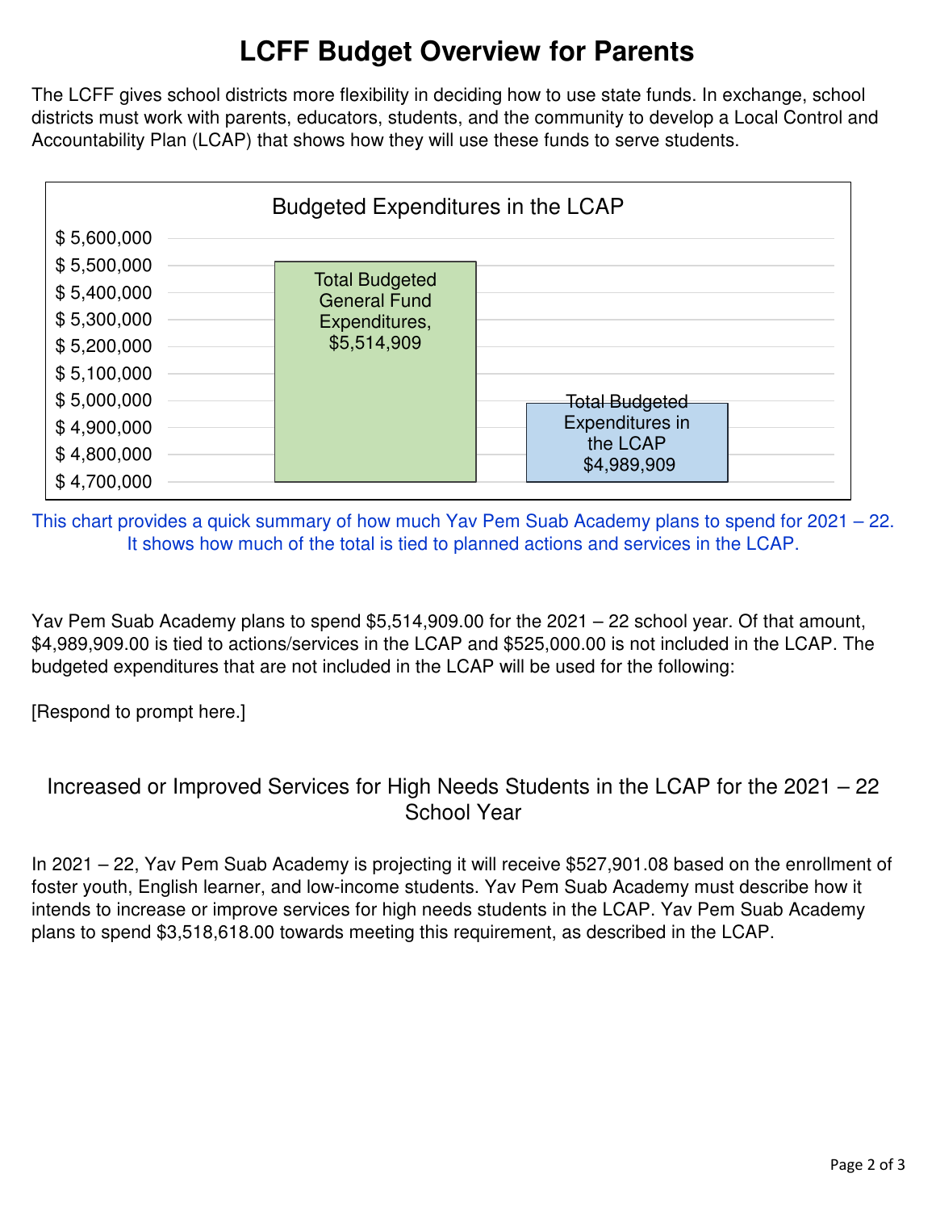# LCFF Budget Overview for Parents

The LCFF gives school districts more flexibility in deciding how to use state funds. In exchange, school districts must work with parents, educators, students, and the community to develop a Local Control and Accountability Plan (LCAP) that shows how they will use these funds to serve students.

Budgeted Expenditures in the LCAP

| | Amount |
|---|---|
| Total Budgeted General Fund Expenditures | $5,514,909 |
| Total Budgeted Expenditures in the LCAP | $4,989,909 |

This chart provides a quick summary of how much Yav Pem Suab Academy plans to spend for 2021 – 22. It shows how much of the total is tied to planned actions and services in the LCAP.

Yav Pem Suab Academy plans to spend $5,514,909.00 for the 2021 – 22 school year. Of that amount, $4,989,909.00 is tied to actions/services in the LCAP and $525,000.00 is not included in the LCAP. The budgeted expenditures that are not included in the LCAP will be used for the following:

[Respond to prompt here.]

## Increased or Improved Services for High Needs Students in the LCAP for the 2021 – 22 School Year

In 2021 – 22, Yav Pem Suab Academy is projecting it will receive $527,901.08 based on the enrollment of foster youth, English learner, and low-income students. Yav Pem Suab Academy must describe how it intends to increase or improve services for high needs students in the LCAP. Yav Pem Suab Academy plans to spend $3,518,618.00 towards meeting this requirement, as described in the LCAP.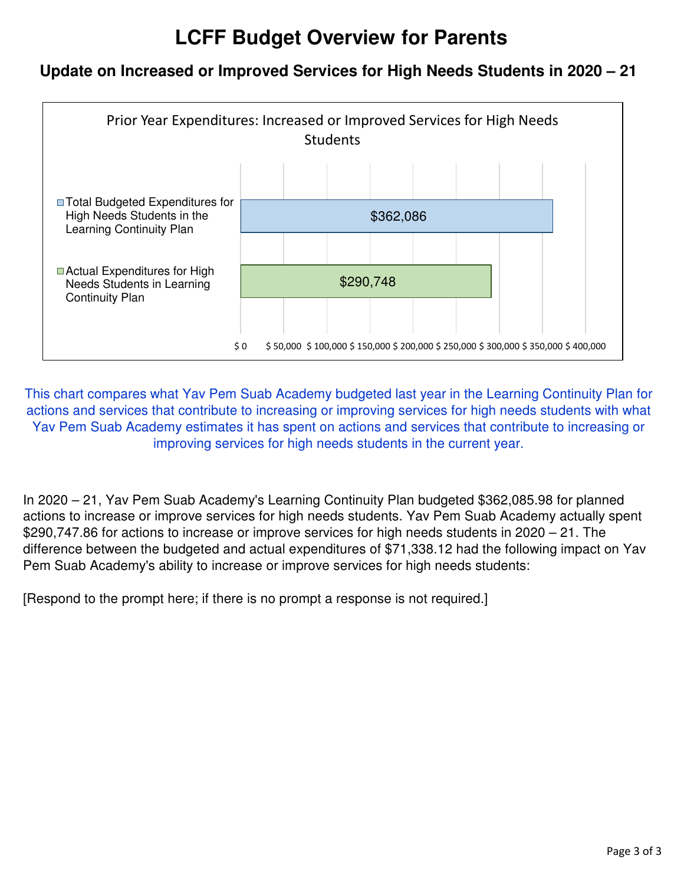# LCFF Budget Overview for Parents

## Update on Increased or Improved Services for High Needs Students in 2020 – 21

Prior Year Expenditures: Increased or Improved Services for High Needs Students

Total Budgeted Expenditures for High Needs Students in the Learning Continuity Plan

$362,086

Actual Expenditures for High Needs Students in Learning Continuity Plan

$290,748

$ 0 $ 50,000 $ 100,000 $ 150,000 $ 200,000 $ 250,000 $ 300,000 $ 350,000 $ 400,000

This chart compares what Yav Pem Suab Academy budgeted last year in the Learning Continuity Plan for actions and services that contribute to increasing or improving services for high needs students with what Yav Pem Suab Academy estimates it has spent on actions and services that contribute to increasing or improving services for high needs students in the current year.

In 2020 – 21, Yav Pem Suab Academy's Learning Continuity Plan budgeted $362,085.98 for planned actions to increase or improve services for high needs students. Yav Pem Suab Academy actually spent $290,747.86 for actions to increase or improve services for high needs students in 2020 – 21. The difference between the budgeted and actual expenditures of $71,338.12 had the following impact on Yav Pem Suab Academy's ability to increase or improve services for high needs students:

[Respond to the prompt here; if there is no prompt a response is not required.]